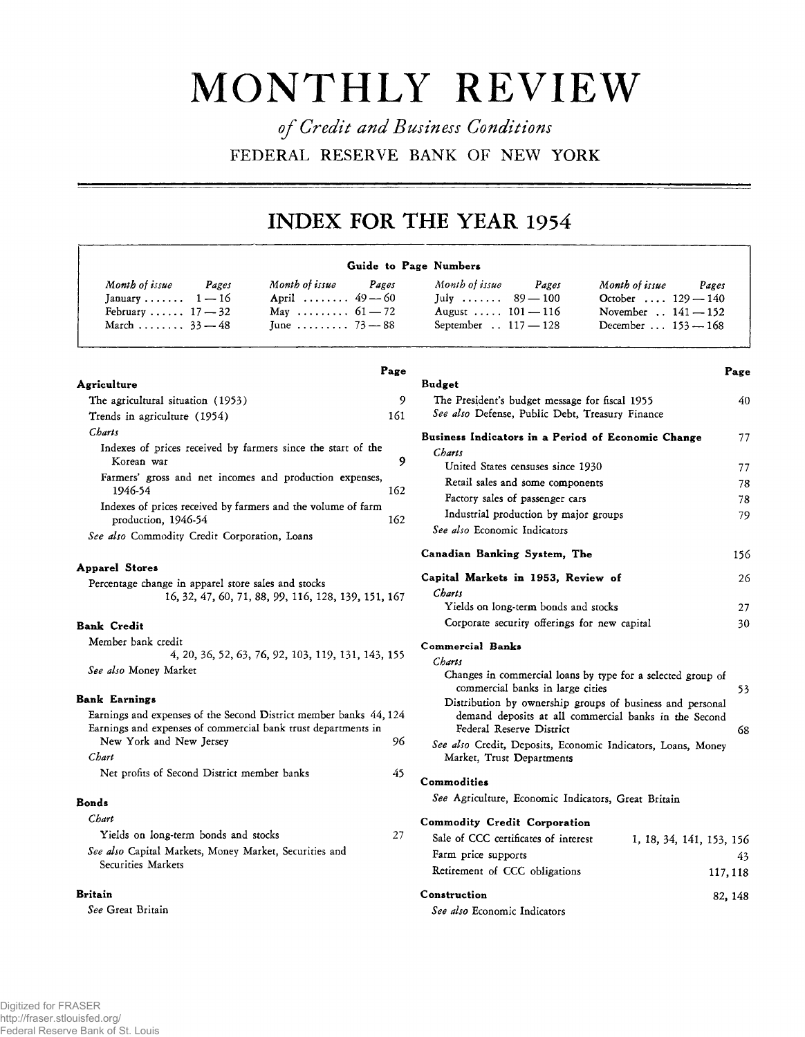# MONTHLY REVIEW

*of Credit and Business Conditions*

FEDERAL RESERVE BANK OF NEW YORK

## INDEX FOR THE YEAR 1954

**Guide to Page Numbers**

| *Month of issue* | *Pages* | *Month of issue* | *Pages* | *Month of issue* | *Pages* | *Month of issue* | *Pages* |
|---|---|---|---|---|---|---|---|
| January | 1—16 | April | 49—60 | July | 89—100 | October | 129—140 |
| February | 17—32 | May | 61—72 | August | 101—116 | November | 141—152 |
| March | 33—48 | June | 73—88 | September | 117—128 | December | 153—168 |

| | Page |
|---|---|
| **Agriculture** | |
| The agricultural situation (1953) | 9 |
| Trends in agriculture (1954) | 161 |
| *Charts* | |
| Indexes of prices received by farmers since the start of the Korean war | 9 |
| Farmers' gross and net incomes and production expenses, 1946-54 | 162 |
| Indexes of prices received by farmers and the volume of farm production, 1946-54 | 162 |
| *See also* Commodity Credit Corporation, Loans | |
| **Apparel Stores** | |
| Percentage change in apparel store sales and stocks | 16, 32, 47, 60, 71, 88, 99, 116, 128, 139, 151, 167 |
| **Bank Credit** | |
| Member bank credit | 4, 20, 36, 52, 63, 76, 92, 103, 119, 131, 143, 155 |
| *See also* Money Market | |
| **Bank Earnings** | |
| Earnings and expenses of the Second District member banks | 44, 124 |
| Earnings and expenses of commercial bank trust departments in New York and New Jersey | 96 |
| *Chart* | |
| Net profits of Second District member banks | 45 |
| **Bonds** | |
| *Chart* | |
| Yields on long-term bonds and stocks | 27 |
| *See also* Capital Markets, Money Market, Securities and Securities Markets | |
| **Britain** | |
| *See* Great Britain | |
| **Budget** | |
| The President's budget message for fiscal 1955 | 40 |
| *See also* Defense, Public Debt, Treasury Finance | |
| **Business Indicators in a Period of Economic Change** | 77 |
| *Charts* | |
| United States censuses since 1930 | 77 |
| Retail sales and some components | 78 |
| Factory sales of passenger cars | 78 |
| Industrial production by major groups | 79 |
| *See also* Economic Indicators | |
| **Canadian Banking System, The** | 156 |
| **Capital Markets in 1953, Review of** | 26 |
| *Charts* | |
| Yields on long-term bonds and stocks | 27 |
| Corporate security offerings for new capital | 30 |
| **Commercial Banks** | |
| *Charts* | |
| Changes in commercial loans by type for a selected group of commercial banks in large cities | 53 |
| Distribution by ownership groups of business and personal demand deposits at all commercial banks in the Second Federal Reserve District | 68 |
| *See also* Credit, Deposits, Economic Indicators, Loans, Money Market, Trust Departments | |
| **Commodities** | |
| *See* Agriculture, Economic Indicators, Great Britain | |
| **Commodity Credit Corporation** | |
| Sale of CCC certificates of interest | 1, 18, 34, 141, 153, 156 |
| Farm price supports | 43 |
| Retirement of CCC obligations | 117, 118 |
| **Construction** | 82, 148 |
| *See also* Economic Indicators | |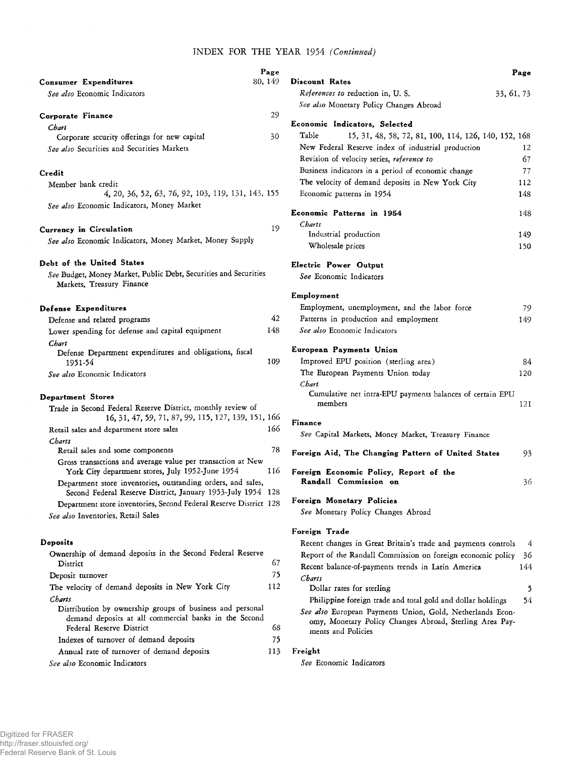# INDEX FOR THE YEAR 1954 *(Continued)*

| | Page |
|---|---|
| **Consumer Expenditures** | 80, 149 |
| *See also* Economic Indicators | |
| **Corporate Finance** | 29 |
| *Chart* | |
| Corporate security offerings for new capital | 30 |
| *See also* Securities and Securities Markets | |
| **Credit** | |
| Member bank credit | 4, 20, 36, 52, 63, 76, 92, 103, 119, 131, 143, 155 |
| *See also* Economic Indicators, Money Market | |
| **Currency in Circulation** | 19 |
| *See also* Economic Indicators, Money Market, Money Supply | |
| **Debt of the United States** | |
| *See* Budget, Money Market, Public Debt, Securities and Securities Markets, Treasury Finance | |
| **Defense Expenditures** | |
| Defense and related programs | 42 |
| Lower spending for defense and capital equipment | 148 |
| *Chart* | |
| Defense Department expenditures and obligations, fiscal 1951-54 | 109 |
| *See also* Economic Indicators | |
| **Department Stores** | |
| Trade in Second Federal Reserve District, monthly review of | 16, 31, 47, 59, 71, 87, 99, 115, 127, 139, 151, 166 |
| Retail sales and department store sales | 166 |
| *Charts* | |
| Retail sales and some components | 78 |
| Gross transactions and average value per transaction at New York City department stores, July 1952-June 1954 | 116 |
| Department store inventories, outstanding orders, and sales, Second Federal Reserve District, January 1953-July 1954 | 128 |
| Department store inventories, Second Federal Reserve District | 128 |
| *See also* Inventories, Retail Sales | |
| **Deposits** | |
| Ownership of demand deposits in the Second Federal Reserve District | 67 |
| Deposit turnover | 75 |
| The velocity of demand deposits in New York City | 112 |
| *Charts* | |
| Distribution by ownership groups of business and personal demand deposits at all commercial banks in the Second Federal Reserve District | 68 |
| Indexes of turnover of demand deposits | 75 |
| Annual rate of turnover of demand deposits | 113 |
| *See also* Economic Indicators | |
| **Discount Rates** | |
| *References to* reduction in, U. S. | 33, 61, 73 |
| *See also* Monetary Policy Changes Abroad | |
| **Economic Indicators, Selected** | |
| Table | 15, 31, 48, 58, 72, 81, 100, 114, 126, 140, 152, 168 |
| New Federal Reserve index of industrial production | 12 |
| Revision of velocity series, *reference to* | 67 |
| Business indicators in a period of economic change | 77 |
| The velocity of demand deposits in New York City | 112 |
| Economic patterns in 1954 | 148 |
| **Economic Patterns in 1954** | 148 |
| *Charts* | |
| Industrial production | 149 |
| Wholesale prices | 150 |
| **Electric Power Output** | |
| *See* Economic Indicators | |
| **Employment** | |
| Employment, unemployment, and the labor force | 79 |
| Patterns in production and employment | 149 |
| *See also* Economic Indicators | |
| **European Payments Union** | |
| Improved EPU position (sterling area) | 84 |
| The European Payments Union today | 120 |
| *Chart* | |
| Cumulative net intra-EPU payments balances of certain EPU members | 121 |
| **Finance** | |
| *See* Capital Markets, Money Market, Treasury Finance | |
| **Foreign Aid, The Changing Pattern of United States** | 93 |
| **Foreign Economic Policy, Report of the Randall Commission on** | 36 |
| **Foreign Monetary Policies** | |
| *See* Monetary Policy Changes Abroad | |
| **Foreign Trade** | |
| Recent changes in Great Britain's trade and payments controls | 4 |
| Report of the Randall Commission on foreign economic policy | 36 |
| Recent balance-of-payments trends in Latin America | 144 |
| *Charts* | |
| Dollar rates for sterling | 5 |
| Philippine foreign trade and total gold and dollar holdings | 54 |
| *See also* European Payments Union, Gold, Netherlands Economy, Monetary Policy Changes Abroad, Sterling Area Payments and Policies | |
| **Freight** | |
| *See* Economic Indicators | |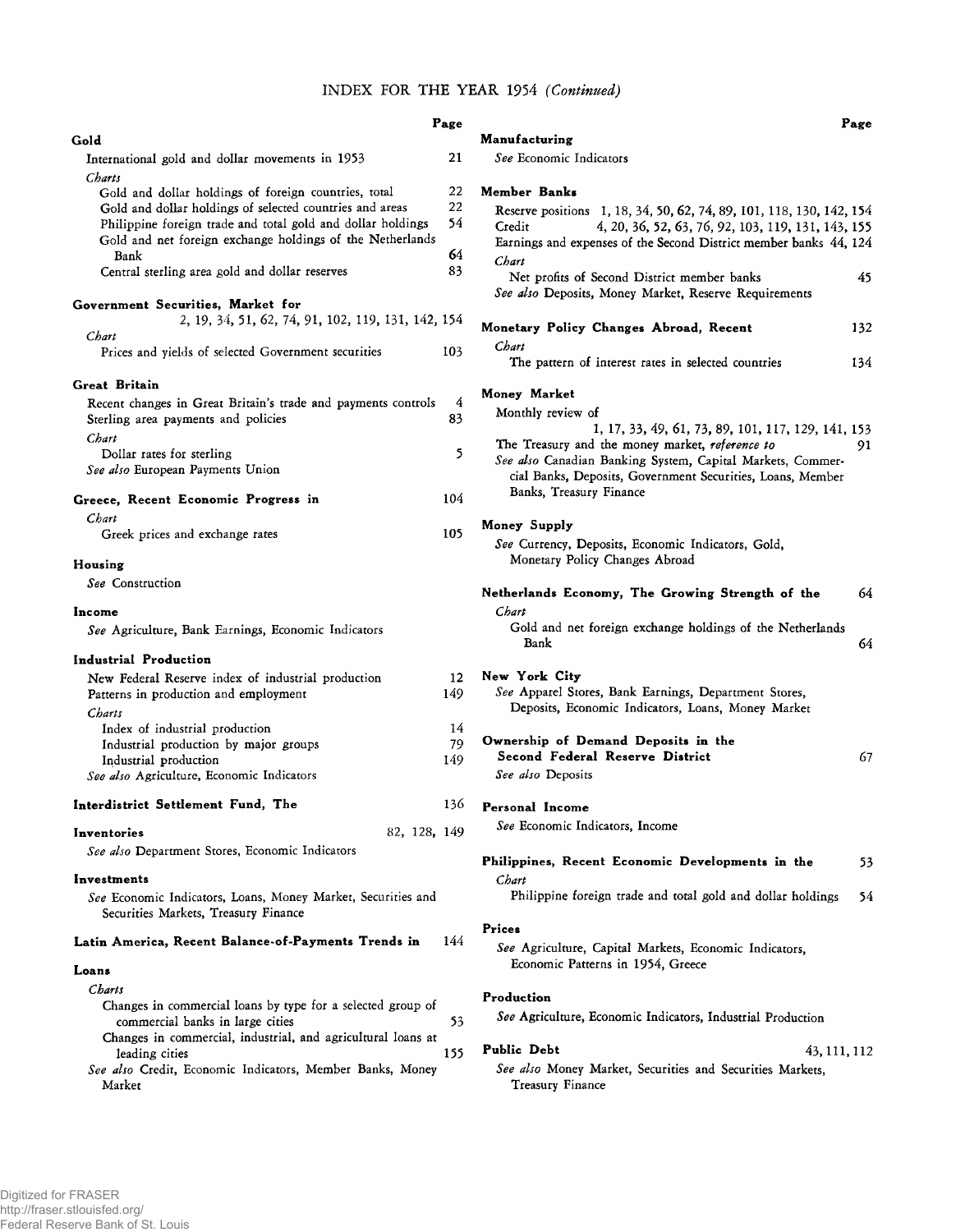# INDEX FOR THE YEAR 1954 *(Continued)*

Page

**Gold**

International gold and dollar movements in 1953 — 21

*Charts*

Gold and dollar holdings of foreign countries, total — 22
Gold and dollar holdings of selected countries and areas — 22
Philippine foreign trade and total gold and dollar holdings — 54
Gold and net foreign exchange holdings of the Netherlands Bank — 64
Central sterling area gold and dollar reserves — 83

**Government Securities, Market for** — 2, 19, 34, 51, 62, 74, 91, 102, 119, 131, 142, 154

*Chart*

Prices and yields of selected Government securities — 103

**Great Britain**

Recent changes in Great Britain's trade and payments controls — 4
Sterling area payments and policies — 83

*Chart*

Dollar rates for sterling — 5

*See also* European Payments Union

**Greece, Recent Economic Progress in** — 104

*Chart*

Greek prices and exchange rates — 105

**Housing**

*See* Construction

**Income**

*See* Agriculture, Bank Earnings, Economic Indicators

**Industrial Production**

New Federal Reserve index of industrial production — 12
Patterns in production and employment — 149

*Charts*

Index of industrial production — 14
Industrial production by major groups — 79
Industrial production — 149

*See also* Agriculture, Economic Indicators

**Interdistrict Settlement Fund, The** — 136

**Inventories** — 82, 128, 149

*See also* Department Stores, Economic Indicators

**Investments**

*See* Economic Indicators, Loans, Money Market, Securities and Securities Markets, Treasury Finance

**Latin America, Recent Balance-of-Payments Trends in** — 144

**Loans**

*Charts*

Changes in commercial loans by type for a selected group of commercial banks in large cities — 53
Changes in commercial, industrial, and agricultural loans at leading cities — 155

*See also* Credit, Economic Indicators, Member Banks, Money Market

**Manufacturing**

*See* Economic Indicators

**Member Banks**

Reserve positions — 1, 18, 34, 50, 62, 74, 89, 101, 118, 130, 142, 154
Credit — 4, 20, 36, 52, 63, 76, 92, 103, 119, 131, 143, 155
Earnings and expenses of the Second District member banks — 44, 124

*Chart*

Net profits of Second District member banks — 45

*See also* Deposits, Money Market, Reserve Requirements

**Monetary Policy Changes Abroad, Recent** — 132

*Chart*

The pattern of interest rates in selected countries — 134

**Money Market**

Monthly review of — 1, 17, 33, 49, 61, 73, 89, 101, 117, 129, 141, 153
The Treasury and the money market, *reference to* — 91

*See also* Canadian Banking System, Capital Markets, Commercial Banks, Deposits, Government Securities, Loans, Member Banks, Treasury Finance

**Money Supply**

*See* Currency, Deposits, Economic Indicators, Gold, Monetary Policy Changes Abroad

**Netherlands Economy, The Growing Strength of the** — 64

*Chart*

Gold and net foreign exchange holdings of the Netherlands Bank — 64

**New York City**

*See* Apparel Stores, Bank Earnings, Department Stores, Deposits, Economic Indicators, Loans, Money Market

**Ownership of Demand Deposits in the Second Federal Reserve District** — 67

*See also* Deposits

**Personal Income**

*See* Economic Indicators, Income

**Philippines, Recent Economic Developments in the** — 53

*Chart*

Philippine foreign trade and total gold and dollar holdings — 54

**Prices**

*See* Agriculture, Capital Markets, Economic Indicators, Economic Patterns in 1954, Greece

**Production**

*See* Agriculture, Economic Indicators, Industrial Production

**Public Debt** — 43, 111, 112

*See also* Money Market, Securities and Securities Markets, Treasury Finance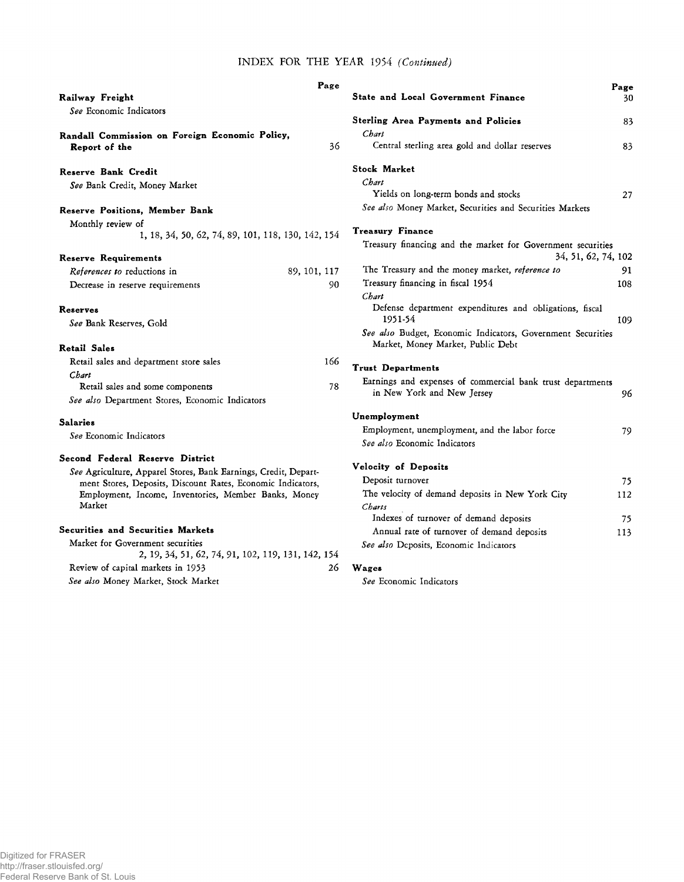# INDEX FOR THE YEAR 1954 *(Continued)*

| | Page |
|---|---|
| **Railway Freight** | |
| *See* Economic Indicators | |
| **Randall Commission on Foreign Economic Policy, Report of the** | 36 |
| **Reserve Bank Credit** | |
| *See* Bank Credit, Money Market | |
| **Reserve Positions, Member Bank** | |
| Monthly review of | 1, 18, 34, 50, 62, 74, 89, 101, 118, 130, 142, 154 |
| **Reserve Requirements** | |
| *References to* reductions in | 89, 101, 117 |
| Decrease in reserve requirements | 90 |
| **Reserves** | |
| *See* Bank Reserves, Gold | |
| **Retail Sales** | |
| Retail sales and department store sales | 166 |
| *Chart* | |
| Retail sales and some components | 78 |
| *See also* Department Stores, Economic Indicators | |
| **Salaries** | |
| *See* Economic Indicators | |
| **Second Federal Reserve District** | |
| *See* Agriculture, Apparel Stores, Bank Earnings, Credit, Department Stores, Deposits, Discount Rates, Economic Indicators, Employment, Income, Inventories, Member Banks, Money Market | |
| **Securities and Securities Markets** | |
| Market for Government securities | 2, 19, 34, 51, 62, 74, 91, 102, 119, 131, 142, 154 |
| Review of capital markets in 1953 | 26 |
| *See also* Money Market, Stock Market | |
| **State and Local Government Finance** | 30 |
| **Sterling Area Payments and Policies** | 83 |
| *Chart* | |
| Central sterling area gold and dollar reserves | 83 |
| **Stock Market** | |
| *Chart* | |
| Yields on long-term bonds and stocks | 27 |
| *See also* Money Market, Securities and Securities Markets | |
| **Treasury Finance** | |
| Treasury financing and the market for Government securities | 34, 51, 62, 74, 102 |
| The Treasury and the money market, *reference to* | 91 |
| Treasury financing in fiscal 1954 | 108 |
| *Chart* | |
| Defense department expenditures and obligations, fiscal 1951-54 | 109 |
| *See also* Budget, Economic Indicators, Government Securities Market, Money Market, Public Debt | |
| **Trust Departments** | |
| Earnings and expenses of commercial bank trust departments in New York and New Jersey | 96 |
| **Unemployment** | |
| Employment, unemployment, and the labor force | 79 |
| *See also* Economic Indicators | |
| **Velocity of Deposits** | |
| Deposit turnover | 75 |
| The velocity of demand deposits in New York City | 112 |
| *Charts* | |
| Indexes of turnover of demand deposits | 75 |
| Annual rate of turnover of demand deposits | 113 |
| *See also* Deposits, Economic Indicators | |
| **Wages** | |
| *See* Economic Indicators | |